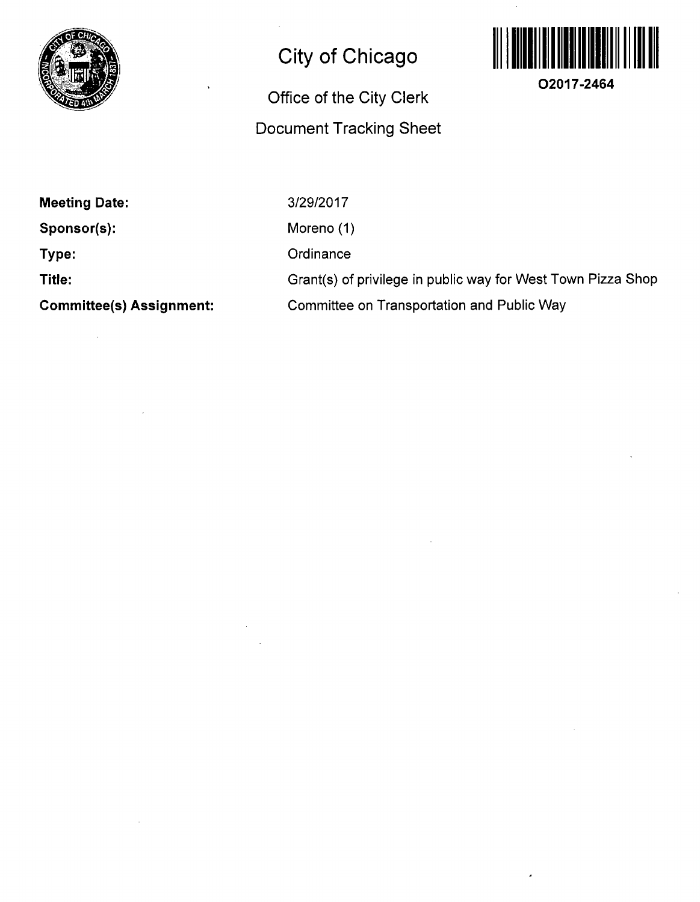# City of Chicago

## Office of the City Clerk

## Document Tracking Sheet

O2017-2464

**Meeting Date:** 3/29/2017

**Sponsor(s):** Moreno (1)

**Type:** Ordinance

**Title:** Grant(s) of privilege in public way for West Town Pizza Shop

**Committee(s) Assignment:** Committee on Transportation and Public Way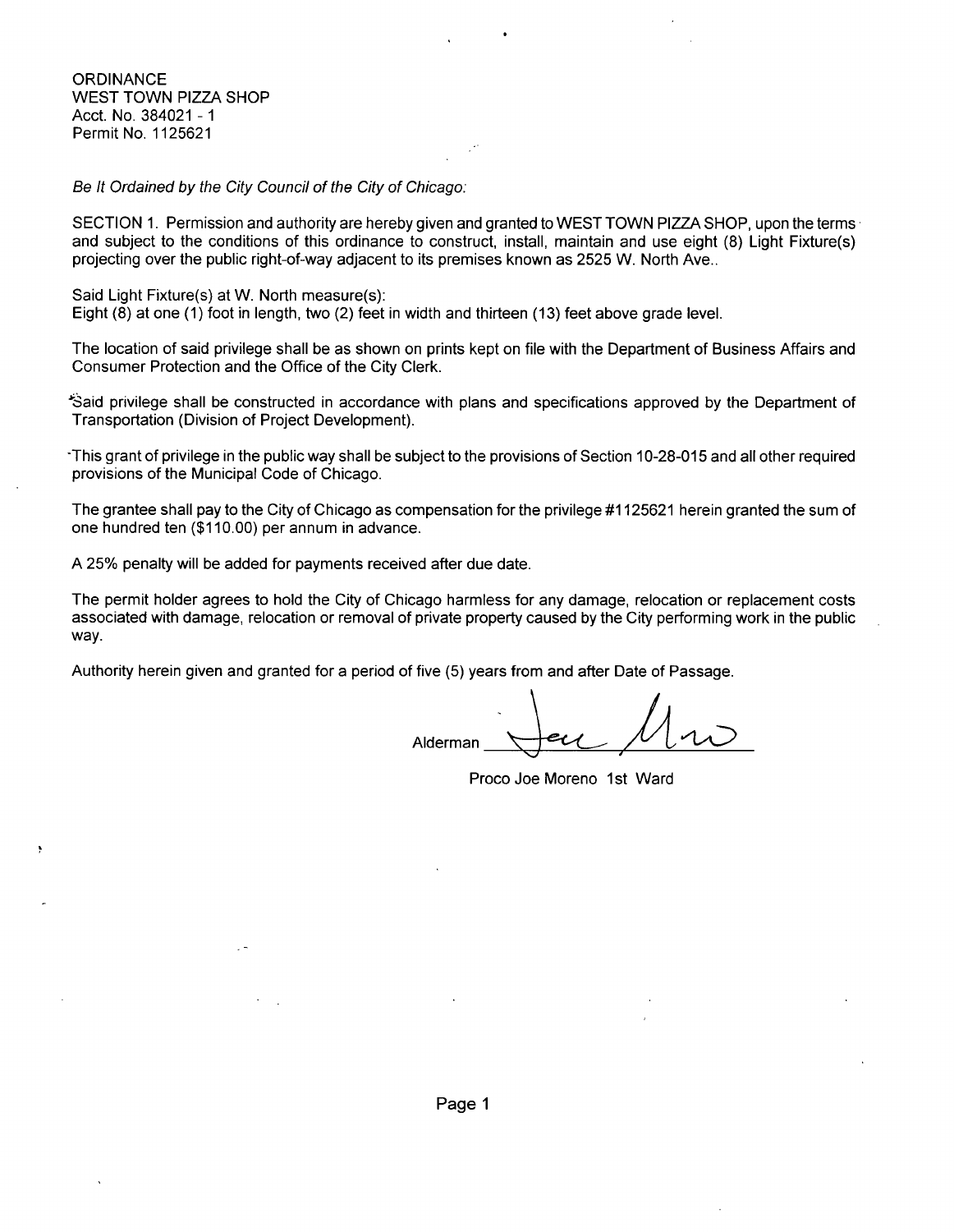ORDINANCE
WEST TOWN PIZZA SHOP
Acct. No. 384021 - 1
Permit No. 1125621

*Be It Ordained by the City Council of the City of Chicago:*

SECTION 1. Permission and authority are hereby given and granted to WEST TOWN PIZZA SHOP, upon the terms and subject to the conditions of this ordinance to construct, install, maintain and use eight (8) Light Fixture(s) projecting over the public right-of-way adjacent to its premises known as 2525 W. North Ave..

Said Light Fixture(s) at W. North measure(s):
Eight (8) at one (1) foot in length, two (2) feet in width and thirteen (13) feet above grade level.

The location of said privilege shall be as shown on prints kept on file with the Department of Business Affairs and Consumer Protection and the Office of the City Clerk.

Said privilege shall be constructed in accordance with plans and specifications approved by the Department of Transportation (Division of Project Development).

This grant of privilege in the public way shall be subject to the provisions of Section 10-28-015 and all other required provisions of the Municipal Code of Chicago.

The grantee shall pay to the City of Chicago as compensation for the privilege #1125621 herein granted the sum of one hundred ten ($110.00) per annum in advance.

A 25% penalty will be added for payments received after due date.

The permit holder agrees to hold the City of Chicago harmless for any damage, relocation or replacement costs associated with damage, relocation or removal of private property caused by the City performing work in the public way.

Authority herein given and granted for a period of five (5) years from and after Date of Passage.

Alderman ______________________

Proco Joe Moreno 1st Ward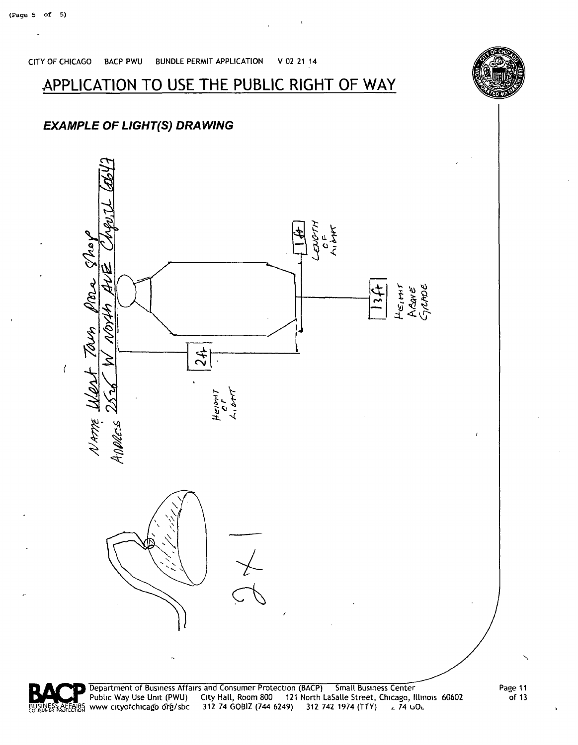CITY OF CHICAGO  BACP PWU  BUNDLE PERMIT APPLICATION  V 02 21 14

# APPLICATION TO USE THE PUBLIC RIGHT OF WAY

## *EXAMPLE OF LIGHT(S) DRAWING*

NAME: West Town Pizza Shop

ADDRESS: 2526 W North AVE Chicago 60647

1ft LENGTH OF LIGHT

13ft HEIGHT ABOVE GRADE

2ft HEIGHT OF LIGHT

2 X

Department of Business Affairs and Consumer Protection (BACP)  Small Business Center
Public Way Use Unit (PWU)  City Hall, Room 800  121 North LaSalle Street, Chicago, Illinois 60602
www cityofchicago org/sbc  312 74 GOBIZ (744 6249)  312 742 1974 (TTY)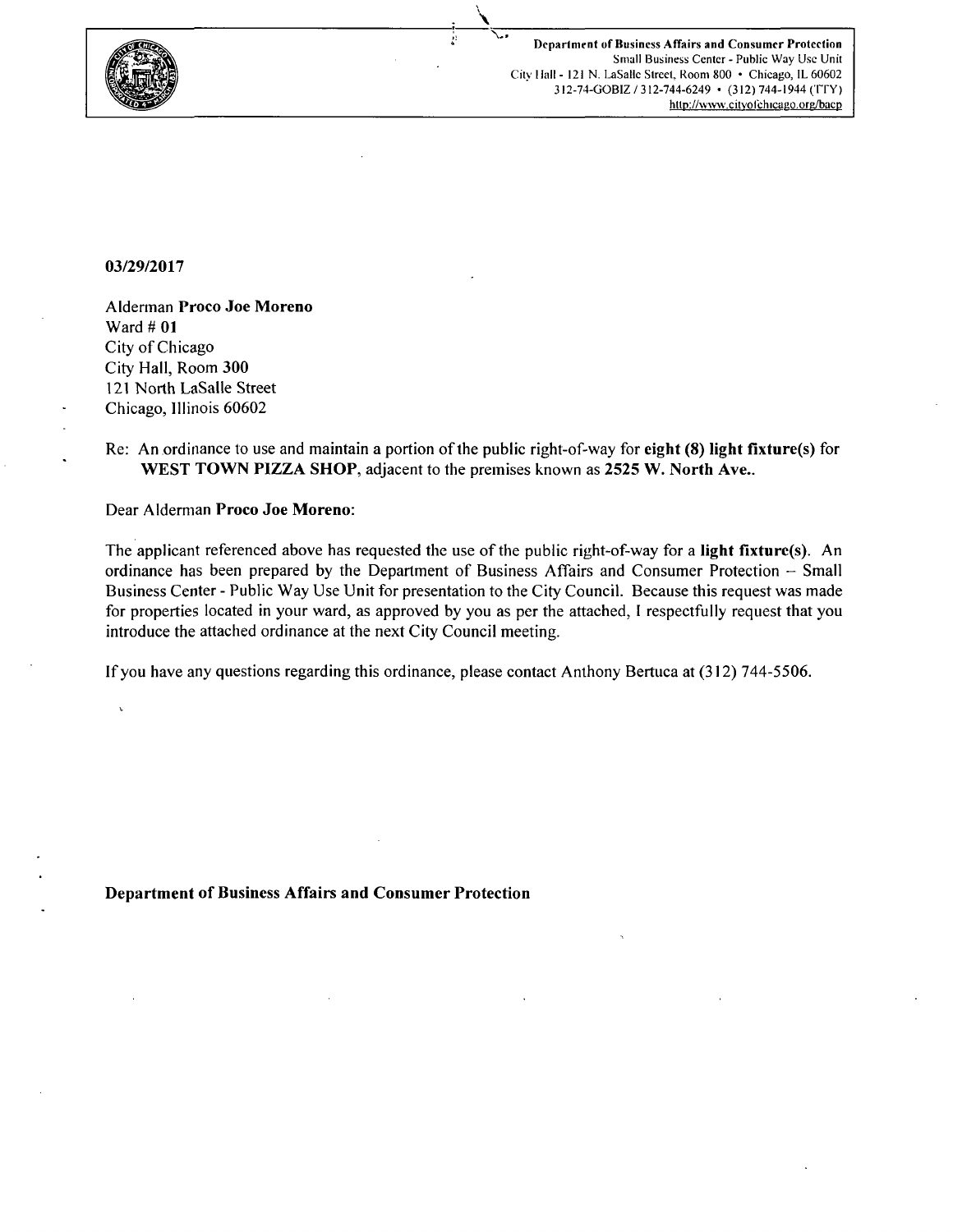**Department of Business Affairs and Consumer Protection**
Small Business Center - Public Way Use Unit
City Hall - 121 N. LaSalle Street, Room 800 • Chicago, IL 60602
312-74-GOBIZ / 312-744-6249 • (312) 744-1944 (TTY)
http://www.cityofchicago.org/bacp

**03/29/2017**

Alderman **Proco Joe Moreno**
Ward # **01**
City of Chicago
City Hall, Room **300**
121 North LaSalle Street
Chicago, Illinois 60602

Re: An ordinance to use and maintain a portion of the public right-of-way for **eight (8) light fixture(s)** for **WEST TOWN PIZZA SHOP**, adjacent to the premises known as **2525 W. North Ave.**.

Dear Alderman **Proco Joe Moreno**:

The applicant referenced above has requested the use of the public right-of-way for a **light fixture(s)**. An ordinance has been prepared by the Department of Business Affairs and Consumer Protection – Small Business Center - Public Way Use Unit for presentation to the City Council. Because this request was made for properties located in your ward, as approved by you as per the attached, I respectfully request that you introduce the attached ordinance at the next City Council meeting.

If you have any questions regarding this ordinance, please contact Anthony Bertuca at (312) 744-5506.

**Department of Business Affairs and Consumer Protection**